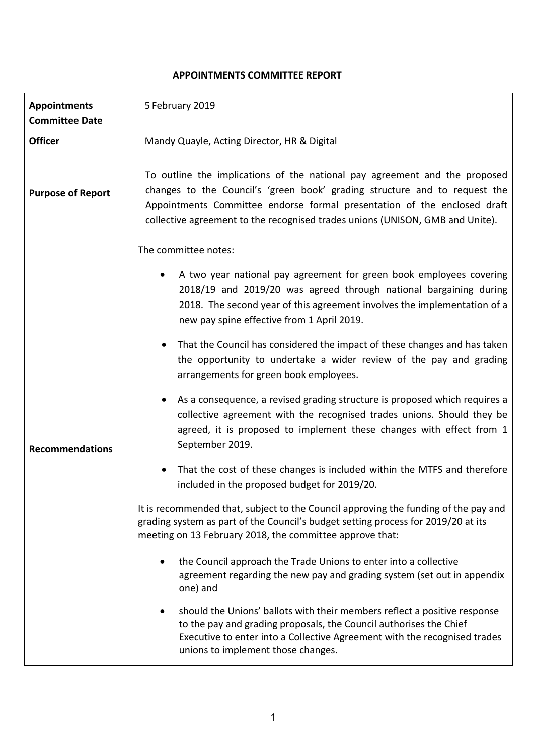**APPOINTMENTS COMMITTEE REPORT**

| | |
|---|---|
| **Appointments Committee Date** | 5 February 2019 |
| **Officer** | Mandy Quayle, Acting Director, HR & Digital |
| **Purpose of Report** | To outline the implications of the national pay agreement and the proposed changes to the Council's 'green book' grading structure and to request the Appointments Committee endorse formal presentation of the enclosed draft collective agreement to the recognised trades unions (UNISON, GMB and Unite). |
| **Recommendations** | The committee notes:<br><br>• A two year national pay agreement for green book employees covering 2018/19 and 2019/20 was agreed through national bargaining during 2018. The second year of this agreement involves the implementation of a new pay spine effective from 1 April 2019.<br><br>• That the Council has considered the impact of these changes and has taken the opportunity to undertake a wider review of the pay and grading arrangements for green book employees.<br><br>• As a consequence, a revised grading structure is proposed which requires a collective agreement with the recognised trades unions. Should they be agreed, it is proposed to implement these changes with effect from 1 September 2019.<br><br>• That the cost of these changes is included within the MTFS and therefore included in the proposed budget for 2019/20.<br><br>It is recommended that, subject to the Council approving the funding of the pay and grading system as part of the Council's budget setting process for 2019/20 at its meeting on 13 February 2018, the committee approve that:<br><br>• the Council approach the Trade Unions to enter into a collective agreement regarding the new pay and grading system (set out in appendix one) and<br><br>• should the Unions' ballots with their members reflect a positive response to the pay and grading proposals, the Council authorises the Chief Executive to enter into a Collective Agreement with the recognised trades unions to implement those changes. |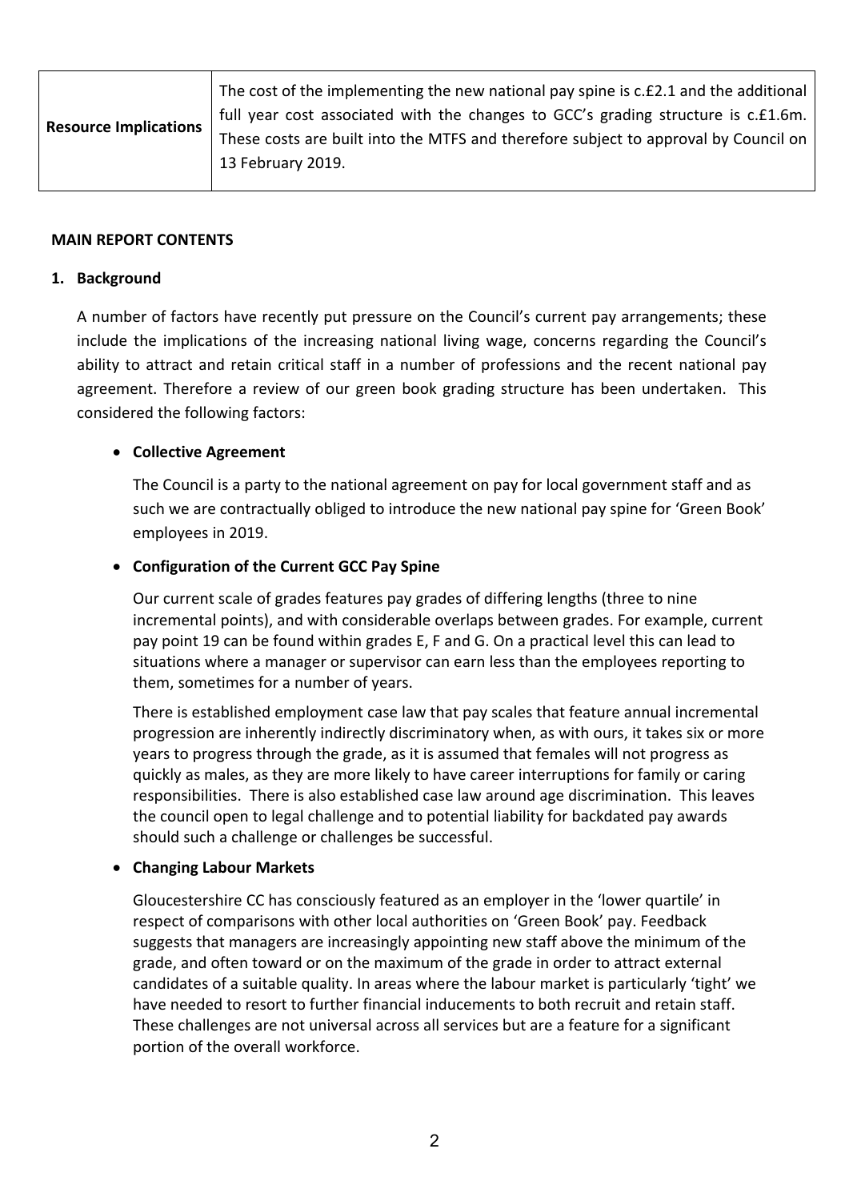| Resource Implications | The cost of the implementing the new national pay spine is c.£2.1 and the additional full year cost associated with the changes to GCC's grading structure is c.£1.6m. These costs are built into the MTFS and therefore subject to approval by Council on 13 February 2019. |
|---|---|

**MAIN REPORT CONTENTS**

**1. Background**

A number of factors have recently put pressure on the Council's current pay arrangements; these include the implications of the increasing national living wage, concerns regarding the Council's ability to attract and retain critical staff in a number of professions and the recent national pay agreement. Therefore a review of our green book grading structure has been undertaken. This considered the following factors:

- **Collective Agreement**

  The Council is a party to the national agreement on pay for local government staff and as such we are contractually obliged to introduce the new national pay spine for 'Green Book' employees in 2019.

- **Configuration of the Current GCC Pay Spine**

  Our current scale of grades features pay grades of differing lengths (three to nine incremental points), and with considerable overlaps between grades. For example, current pay point 19 can be found within grades E, F and G. On a practical level this can lead to situations where a manager or supervisor can earn less than the employees reporting to them, sometimes for a number of years.

  There is established employment case law that pay scales that feature annual incremental progression are inherently indirectly discriminatory when, as with ours, it takes six or more years to progress through the grade, as it is assumed that females will not progress as quickly as males, as they are more likely to have career interruptions for family or caring responsibilities. There is also established case law around age discrimination. This leaves the council open to legal challenge and to potential liability for backdated pay awards should such a challenge or challenges be successful.

- **Changing Labour Markets**

  Gloucestershire CC has consciously featured as an employer in the 'lower quartile' in respect of comparisons with other local authorities on 'Green Book' pay. Feedback suggests that managers are increasingly appointing new staff above the minimum of the grade, and often toward or on the maximum of the grade in order to attract external candidates of a suitable quality. In areas where the labour market is particularly 'tight' we have needed to resort to further financial inducements to both recruit and retain staff. These challenges are not universal across all services but are a feature for a significant portion of the overall workforce.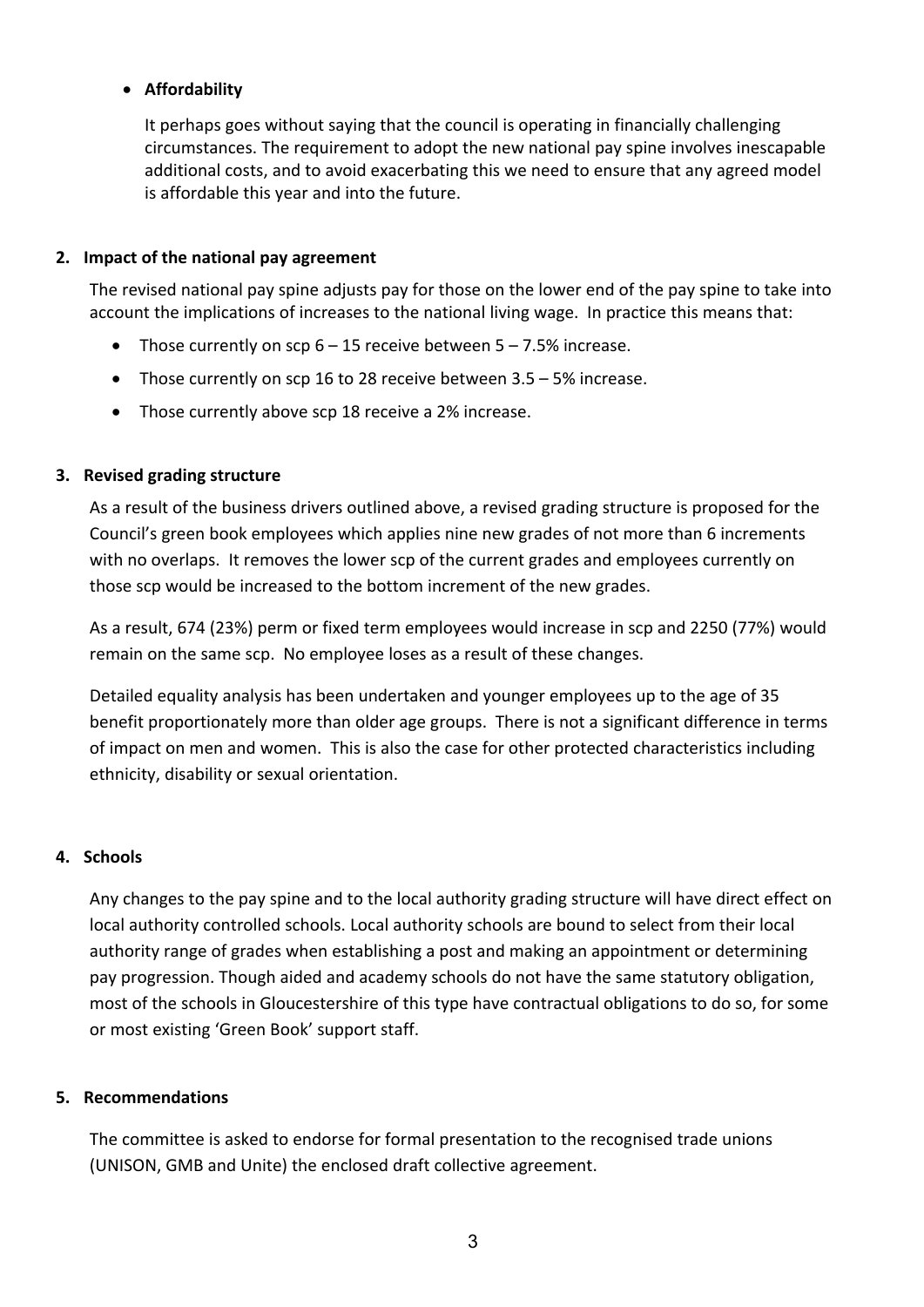- **Affordability**

  It perhaps goes without saying that the council is operating in financially challenging circumstances. The requirement to adopt the new national pay spine involves inescapable additional costs, and to avoid exacerbating this we need to ensure that any agreed model is affordable this year and into the future.

**2. Impact of the national pay agreement**

The revised national pay spine adjusts pay for those on the lower end of the pay spine to take into account the implications of increases to the national living wage. In practice this means that:

- Those currently on scp 6 – 15 receive between 5 – 7.5% increase.
- Those currently on scp 16 to 28 receive between 3.5 – 5% increase.
- Those currently above scp 18 receive a 2% increase.

**3. Revised grading structure**

As a result of the business drivers outlined above, a revised grading structure is proposed for the Council's green book employees which applies nine new grades of not more than 6 increments with no overlaps. It removes the lower scp of the current grades and employees currently on those scp would be increased to the bottom increment of the new grades.

As a result, 674 (23%) perm or fixed term employees would increase in scp and 2250 (77%) would remain on the same scp. No employee loses as a result of these changes.

Detailed equality analysis has been undertaken and younger employees up to the age of 35 benefit proportionately more than older age groups. There is not a significant difference in terms of impact on men and women. This is also the case for other protected characteristics including ethnicity, disability or sexual orientation.

**4. Schools**

Any changes to the pay spine and to the local authority grading structure will have direct effect on local authority controlled schools. Local authority schools are bound to select from their local authority range of grades when establishing a post and making an appointment or determining pay progression. Though aided and academy schools do not have the same statutory obligation, most of the schools in Gloucestershire of this type have contractual obligations to do so, for some or most existing 'Green Book' support staff.

**5. Recommendations**

The committee is asked to endorse for formal presentation to the recognised trade unions (UNISON, GMB and Unite) the enclosed draft collective agreement.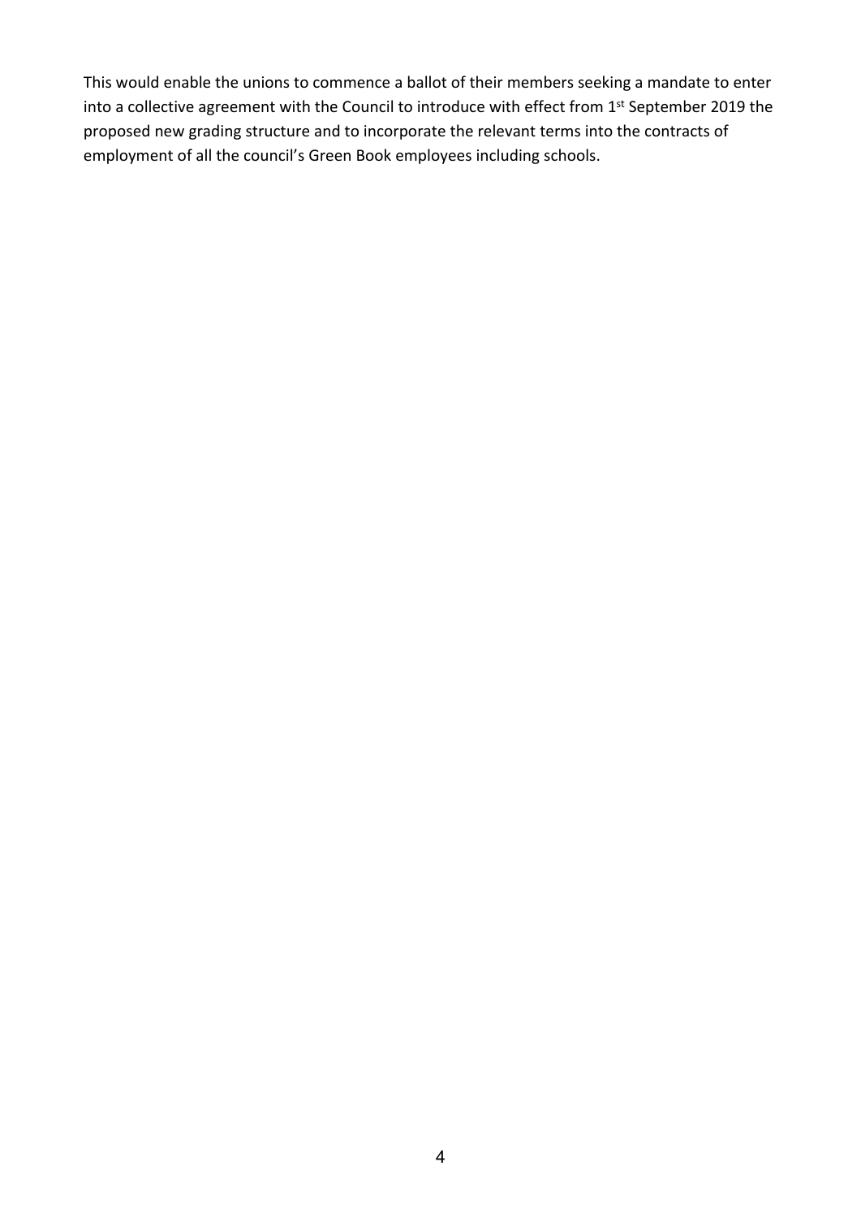This would enable the unions to commence a ballot of their members seeking a mandate to enter into a collective agreement with the Council to introduce with effect from 1st September 2019 the proposed new grading structure and to incorporate the relevant terms into the contracts of employment of all the council's Green Book employees including schools.